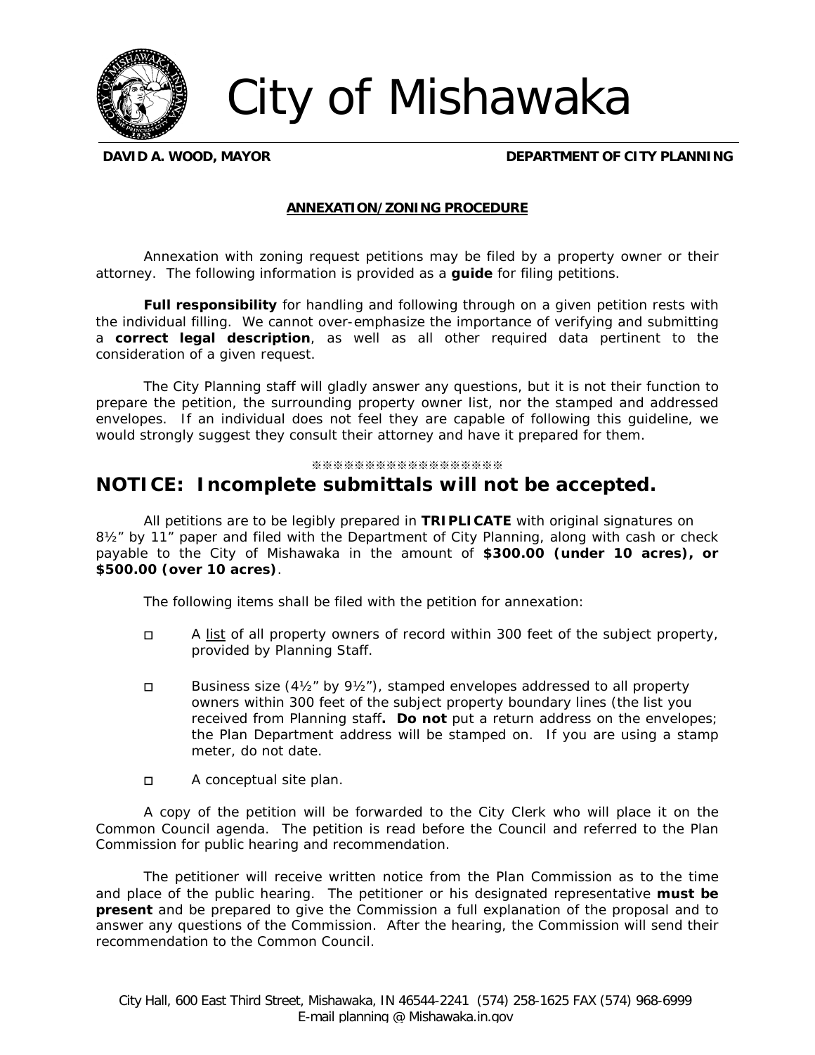# City of Mishawaka

**DAVID A. WOOD, MAYOR** **DEPARTMENT OF CITY PLANNING**

**ANNEXATION/ZONING PROCEDURE**

Annexation with zoning request petitions may be filed by a property owner or their attorney. The following information is provided as a **guide** for filing petitions.

**Full responsibility** for handling and following through on a given petition rests with the individual filling. We cannot over-emphasize the importance of verifying and submitting a **correct legal description**, as well as all other required data pertinent to the consideration of a given request.

The City Planning staff will gladly answer any questions, but it is not their function to prepare the petition, the surrounding property owner list, nor the stamped and addressed envelopes. If an individual does not feel they are capable of following this guideline, we would strongly suggest they consult their attorney and have it prepared for them.

※※※※※※※※※※※※※※※※※

## NOTICE: Incomplete submittals will not be accepted.

All petitions are to be legibly prepared in **TRIPLICATE** with original signatures on 8½" by 11" paper and filed with the Department of City Planning, along with cash or check payable to the City of Mishawaka in the amount of **$300.00 (under 10 acres), or $500.00 (over 10 acres)**.

The following items shall be filed with the petition for annexation:

- ☐ A list of all property owners of record within 300 feet of the subject property, provided by Planning Staff.
- ☐ Business size (4½" by 9½"), stamped envelopes addressed to all property owners within 300 feet of the subject property boundary lines (the list you received from Planning staff**. Do not** put a return address on the envelopes; the Plan Department address will be stamped on. If you are using a stamp meter, do not date.
- ☐ A conceptual site plan.

A copy of the petition will be forwarded to the City Clerk who will place it on the Common Council agenda. The petition is read before the Council and referred to the Plan Commission for public hearing and recommendation.

The petitioner will receive written notice from the Plan Commission as to the time and place of the public hearing. The petitioner or his designated representative **must be present** and be prepared to give the Commission a full explanation of the proposal and to answer any questions of the Commission. After the hearing, the Commission will send their recommendation to the Common Council.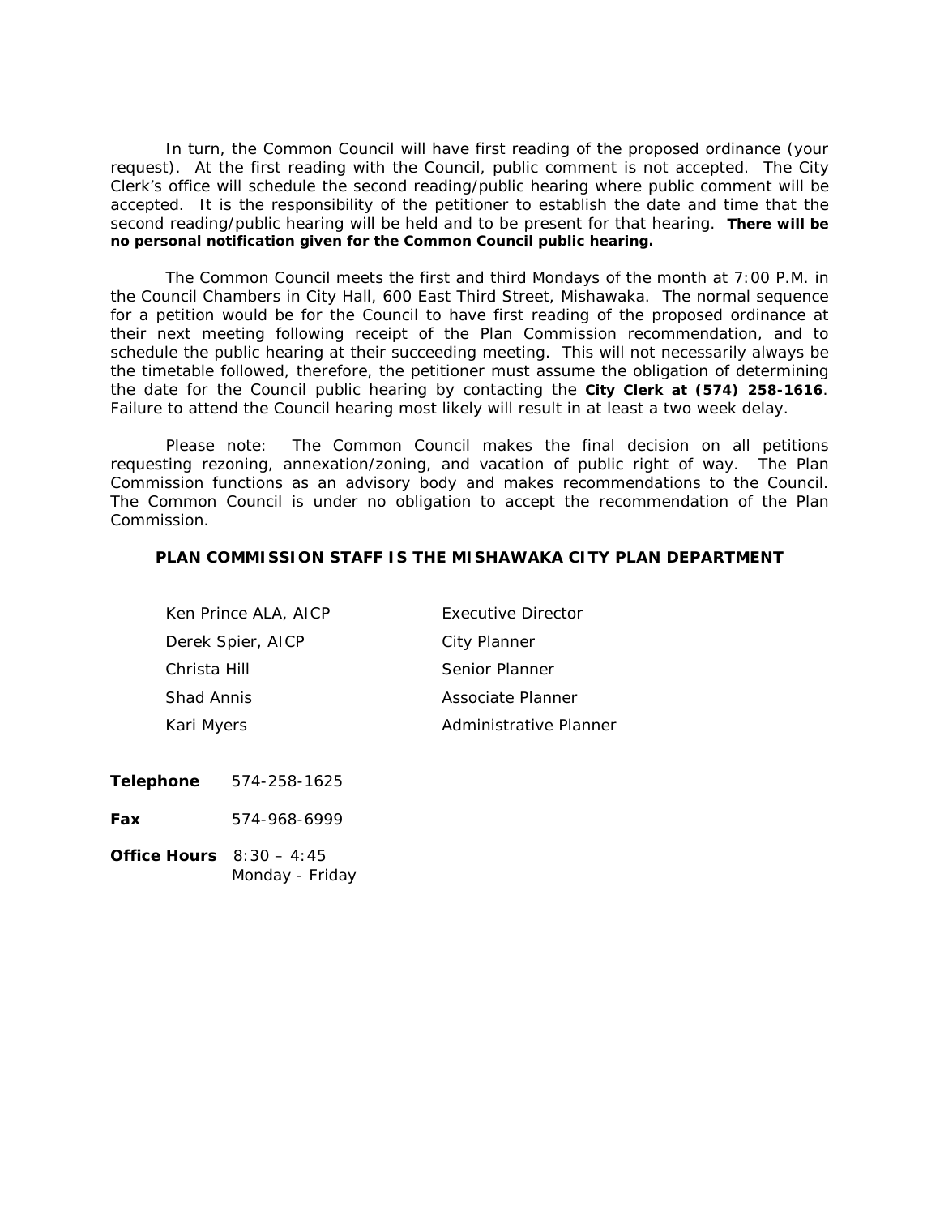In turn, the Common Council will have first reading of the proposed ordinance (your request). At the first reading with the Council, public comment is not accepted. The City Clerk's office will schedule the second reading/public hearing where public comment will be accepted. It is the responsibility of the petitioner to establish the date and time that the second reading/public hearing will be held and to be present for that hearing. **There will be no personal notification given for the Common Council public hearing.**

The Common Council meets the first and third Mondays of the month at 7:00 P.M. in the Council Chambers in City Hall, 600 East Third Street, Mishawaka. The normal sequence for a petition would be for the Council to have first reading of the proposed ordinance at their next meeting following receipt of the Plan Commission recommendation, and to schedule the public hearing at their succeeding meeting. This will not necessarily always be the timetable followed, therefore, the petitioner must assume the obligation of determining the date for the Council public hearing by contacting the **City Clerk at (574) 258-1616**. Failure to attend the Council hearing most likely will result in at least a two week delay.

Please note: The Common Council makes the final decision on all petitions requesting rezoning, annexation/zoning, and vacation of public right of way. The Plan Commission functions as an advisory body and makes recommendations to the Council. The Common Council is under no obligation to accept the recommendation of the Plan Commission.

**PLAN COMMISSION STAFF IS THE MISHAWAKA CITY PLAN DEPARTMENT**

| | |
|---|---|
| Ken Prince ALA, AICP | Executive Director |
| Derek Spier, AICP | City Planner |
| Christa Hill | Senior Planner |
| Shad Annis | Associate Planner |
| Kari Myers | Administrative Planner |

**Telephone** 574-258-1625

**Fax** 574-968-6999

**Office Hours** 8:30 – 4:45
Monday - Friday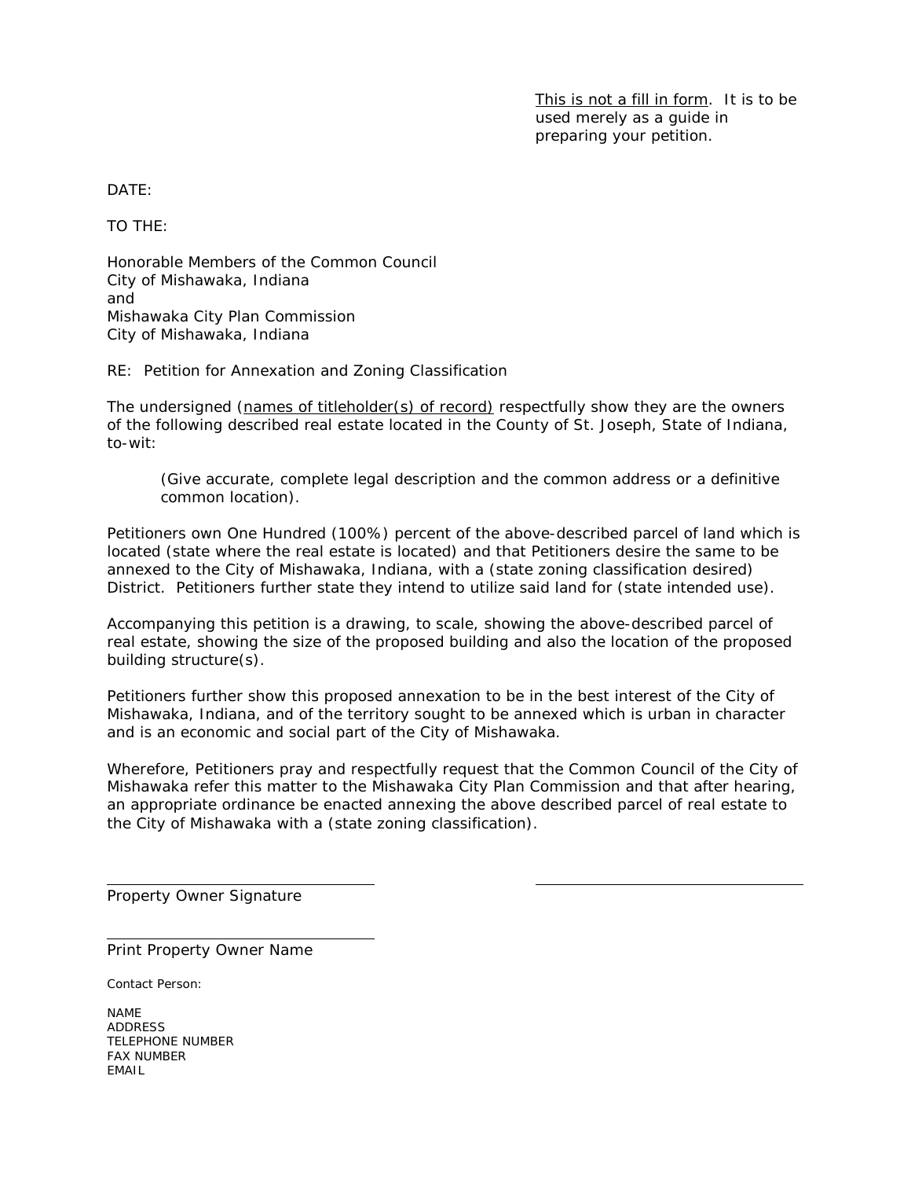This is not a fill in form. It is to be used merely as a guide in preparing your petition.

DATE:

TO THE:

Honorable Members of the Common Council
City of Mishawaka, Indiana
and
Mishawaka City Plan Commission
City of Mishawaka, Indiana

RE: Petition for Annexation and Zoning Classification

The undersigned (names of titleholder(s) of record) respectfully show they are the owners of the following described real estate located in the County of St. Joseph, State of Indiana, to-wit:

> (Give accurate, complete legal description and the common address or a definitive common location).

Petitioners own One Hundred (100%) percent of the above-described parcel of land which is located (state where the real estate is located) and that Petitioners desire the same to be annexed to the City of Mishawaka, Indiana, with a (state zoning classification desired) District. Petitioners further state they intend to utilize said land for (state intended use).

Accompanying this petition is a drawing, to scale, showing the above-described parcel of real estate, showing the size of the proposed building and also the location of the proposed building structure(s).

Petitioners further show this proposed annexation to be in the best interest of the City of Mishawaka, Indiana, and of the territory sought to be annexed which is urban in character and is an economic and social part of the City of Mishawaka.

Wherefore, Petitioners pray and respectfully request that the Common Council of the City of Mishawaka refer this matter to the Mishawaka City Plan Commission and that after hearing, an appropriate ordinance be enacted annexing the above described parcel of real estate to the City of Mishawaka with a (state zoning classification).

\_\_\_\_\_\_\_\_\_\_\_\_\_\_\_\_\_\_\_\_\_\_\_\_\_\_\_\_\_\_ \_\_\_\_\_\_\_\_\_\_\_\_\_\_\_\_\_\_\_\_\_\_\_\_\_\_\_\_\_\_

Property Owner Signature

\_\_\_\_\_\_\_\_\_\_\_\_\_\_\_\_\_\_\_\_\_\_\_\_\_\_\_\_\_\_

Print Property Owner Name

Contact Person:

NAME
ADDRESS
TELEPHONE NUMBER
FAX NUMBER
EMAIL